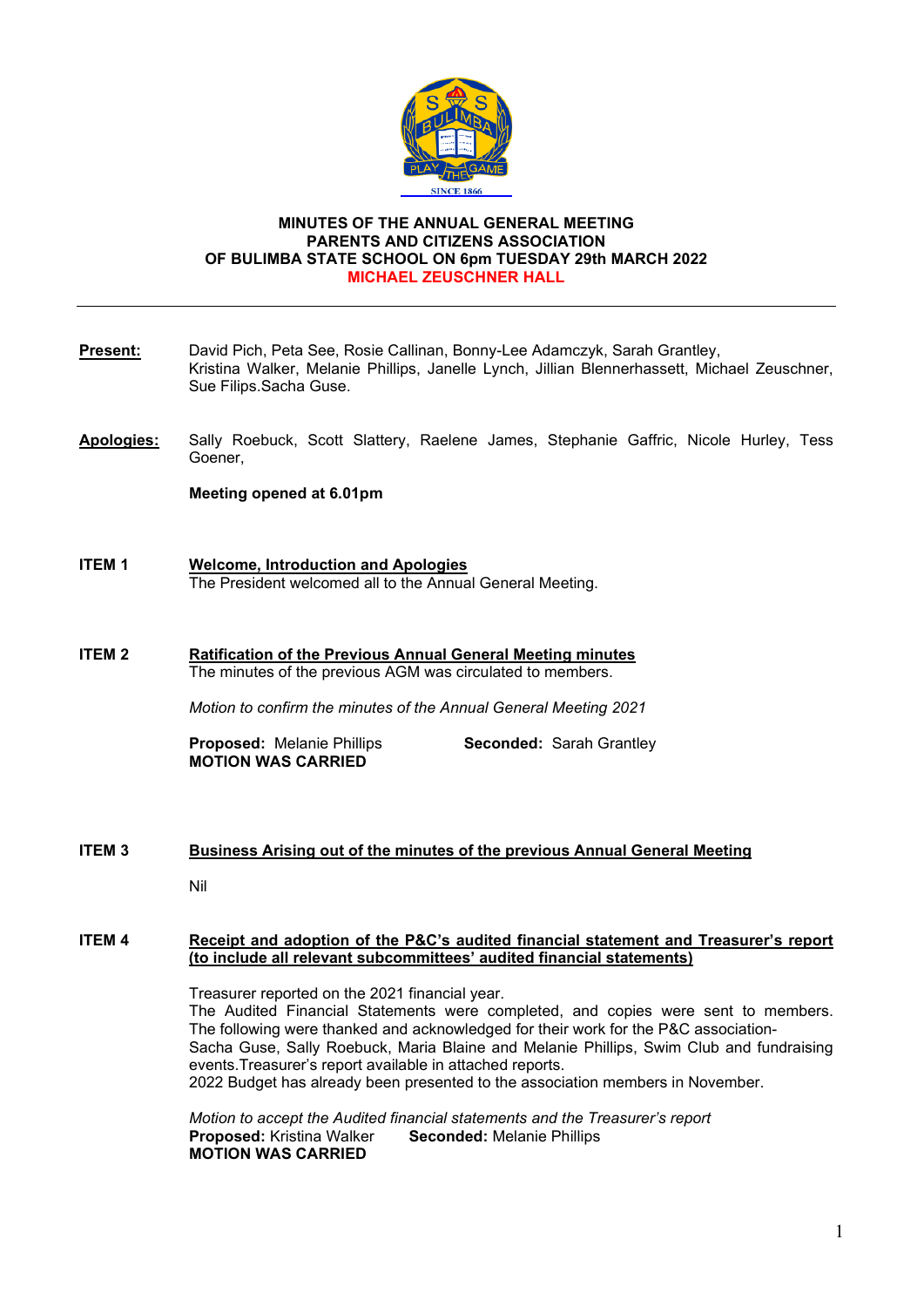**MINUTES OF THE ANNUAL GENERAL MEETING**
**PARENTS AND CITIZENS ASSOCIATION**
**OF BULIMBA STATE SCHOOL ON 6pm TUESDAY 29th MARCH 2022**
**MICHAEL ZEUSCHNER HALL**

---

**Present:** David Pich, Peta See, Rosie Callinan, Bonny-Lee Adamczyk, Sarah Grantley, Kristina Walker, Melanie Phillips, Janelle Lynch, Jillian Blennerhassett, Michael Zeuschner, Sue Filips.Sacha Guse.

**Apologies:** Sally Roebuck, Scott Slattery, Raelene James, Stephanie Gaffric, Nicole Hurley, Tess Goener,

**Meeting opened at 6.01pm**

**ITEM 1** **Welcome, Introduction and Apologies**

The President welcomed all to the Annual General Meeting.

**ITEM 2** **Ratification of the Previous Annual General Meeting minutes**

The minutes of the previous AGM was circulated to members.

*Motion to confirm the minutes of the Annual General Meeting 2021*

**Proposed:** Melanie Phillips **Seconded:** Sarah Grantley
**MOTION WAS CARRIED**

**ITEM 3** **Business Arising out of the minutes of the previous Annual General Meeting**

Nil

**ITEM 4** **Receipt and adoption of the P&C's audited financial statement and Treasurer's report (to include all relevant subcommittees' audited financial statements)**

Treasurer reported on the 2021 financial year.
The Audited Financial Statements were completed, and copies were sent to members. The following were thanked and acknowledged for their work for the P&C association- Sacha Guse, Sally Roebuck, Maria Blaine and Melanie Phillips, Swim Club and fundraising events.Treasurer's report available in attached reports.
2022 Budget has already been presented to the association members in November.

*Motion to accept the Audited financial statements and the Treasurer's report*
**Proposed:** Kristina Walker **Seconded:** Melanie Phillips
**MOTION WAS CARRIED**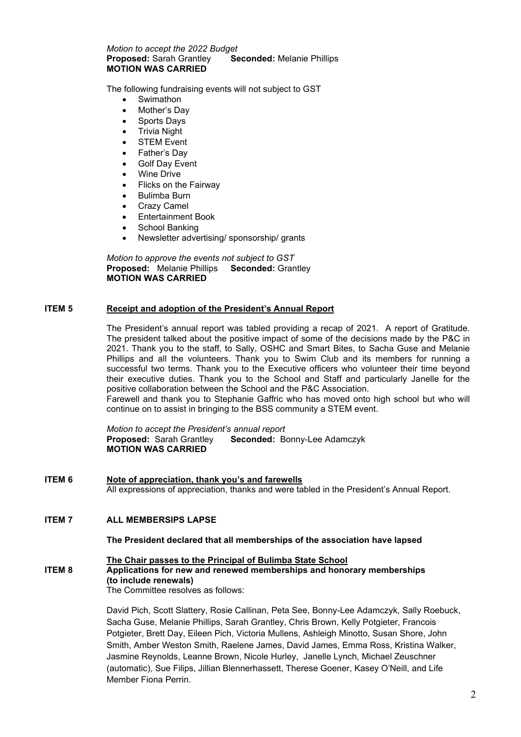*Motion to accept the 2022 Budget*
**Proposed:** Sarah Grantley **Seconded:** Melanie Phillips
**MOTION WAS CARRIED**

The following fundraising events will not subject to GST

- Swimathon
- Mother's Day
- Sports Days
- Trivia Night
- STEM Event
- Father's Day
- Golf Day Event
- Wine Drive
- Flicks on the Fairway
- Bulimba Burn
- Crazy Camel
- Entertainment Book
- School Banking
- Newsletter advertising/ sponsorship/ grants

*Motion to approve the events not subject to GST*
**Proposed:** Melanie Phillips **Seconded:** Grantley
**MOTION WAS CARRIED**

## ITEM 5 Receipt and adoption of the President's Annual Report

The President's annual report was tabled providing a recap of 2021. A report of Gratitude. The president talked about the positive impact of some of the decisions made by the P&C in 2021. Thank you to the staff, to Sally, OSHC and Smart Bites, to Sacha Guse and Melanie Phillips and all the volunteers. Thank you to Swim Club and its members for running a successful two terms. Thank you to the Executive officers who volunteer their time beyond their executive duties. Thank you to the School and Staff and particularly Janelle for the positive collaboration between the School and the P&C Association.
Farewell and thank you to Stephanie Gaffric who has moved onto high school but who will continue on to assist in bringing to the BSS community a STEM event.

*Motion to accept the President's annual report*
**Proposed:** Sarah Grantley **Seconded:** Bonny-Lee Adamczyk
**MOTION WAS CARRIED**

## ITEM 6 Note of appreciation, thank you's and farewells

All expressions of appreciation, thanks and were tabled in the President's Annual Report.

## ITEM 7 ALL MEMBERSIPS LAPSE

**The President declared that all memberships of the association have lapsed**

**The Chair passes to the Principal of Bulimba State School**

## ITEM 8 Applications for new and renewed memberships and honorary memberships (to include renewals)

The Committee resolves as follows:

David Pich, Scott Slattery, Rosie Callinan, Peta See, Bonny-Lee Adamczyk, Sally Roebuck, Sacha Guse, Melanie Phillips, Sarah Grantley, Chris Brown, Kelly Potgieter, Francois Potgieter, Brett Day, Eileen Pich, Victoria Mullens, Ashleigh Minotto, Susan Shore, John Smith, Amber Weston Smith, Raelene James, David James, Emma Ross, Kristina Walker, Jasmine Reynolds, Leanne Brown, Nicole Hurley, Janelle Lynch, Michael Zeuschner (automatic), Sue Filips, Jillian Blennerhassett, Therese Goener, Kasey O'Neill, and Life Member Fiona Perrin.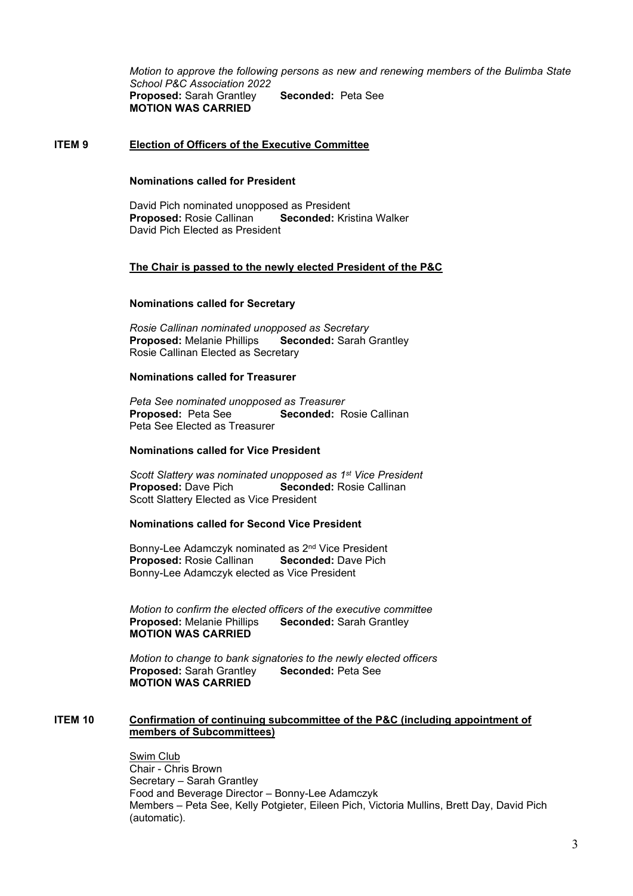*Motion to approve the following persons as new and renewing members of the Bulimba State School P&C Association 2022*
**Proposed:** Sarah Grantley **Seconded:** Peta See
**MOTION WAS CARRIED**

## ITEM 9 Election of Officers of the Executive Committee

**Nominations called for President**

David Pich nominated unopposed as President
**Proposed:** Rosie Callinan **Seconded:** Kristina Walker
David Pich Elected as President

**The Chair is passed to the newly elected President of the P&C**

**Nominations called for Secretary**

*Rosie Callinan nominated unopposed as Secretary*
**Proposed:** Melanie Phillips **Seconded:** Sarah Grantley
Rosie Callinan Elected as Secretary

**Nominations called for Treasurer**

*Peta See nominated unopposed as Treasurer*
**Proposed:** Peta See **Seconded:** Rosie Callinan
Peta See Elected as Treasurer

**Nominations called for Vice President**

*Scott Slattery was nominated unopposed as 1st Vice President*
**Proposed:** Dave Pich **Seconded:** Rosie Callinan
Scott Slattery Elected as Vice President

**Nominations called for Second Vice President**

Bonny-Lee Adamczyk nominated as 2nd Vice President
**Proposed:** Rosie Callinan **Seconded:** Dave Pich
Bonny-Lee Adamczyk elected as Vice President

*Motion to confirm the elected officers of the executive committee*
**Proposed:** Melanie Phillips **Seconded:** Sarah Grantley
**MOTION WAS CARRIED**

*Motion to change to bank signatories to the newly elected officers*
**Proposed:** Sarah Grantley **Seconded:** Peta See
**MOTION WAS CARRIED**

## ITEM 10 Confirmation of continuing subcommittee of the P&C (including appointment of members of Subcommittees)

Swim Club
Chair - Chris Brown
Secretary – Sarah Grantley
Food and Beverage Director – Bonny-Lee Adamczyk
Members – Peta See, Kelly Potgieter, Eileen Pich, Victoria Mullins, Brett Day, David Pich (automatic).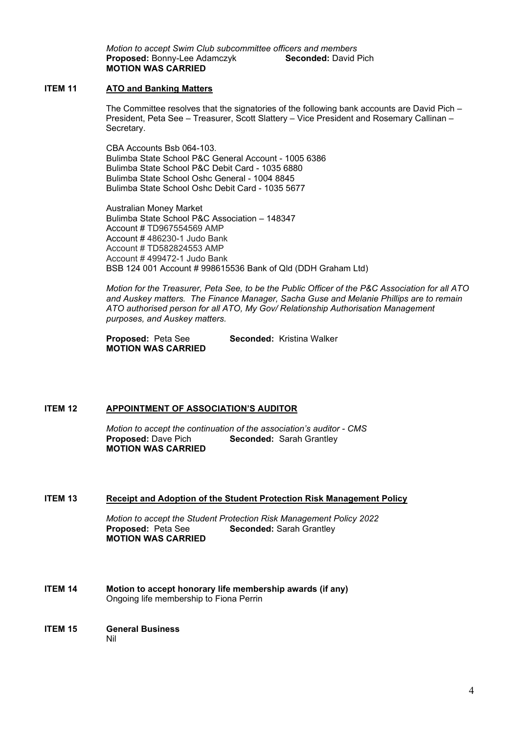*Motion to accept Swim Club subcommittee officers and members*
**Proposed:** Bonny-Lee Adamczyk **Seconded:** David Pich
**MOTION WAS CARRIED**

## ITEM 11 ATO and Banking Matters

The Committee resolves that the signatories of the following bank accounts are David Pich – President, Peta See – Treasurer, Scott Slattery – Vice President and Rosemary Callinan – Secretary.

CBA Accounts Bsb 064-103.
Bulimba State School P&C General Account - 1005 6386
Bulimba State School P&C Debit Card - 1035 6880
Bulimba State School Oshc General - 1004 8845
Bulimba State School Oshc Debit Card - 1035 5677

Australian Money Market
Bulimba State School P&C Association – 148347
Account # TD967554569 AMP
Account # 486230-1 Judo Bank
Account # TD582824553 AMP
Account # 499472-1 Judo Bank
BSB 124 001 Account # 998615536 Bank of Qld (DDH Graham Ltd)

*Motion for the Treasurer, Peta See, to be the Public Officer of the P&C Association for all ATO and Auskey matters. The Finance Manager, Sacha Guse and Melanie Phillips are to remain ATO authorised person for all ATO, My Gov/ Relationship Authorisation Management purposes, and Auskey matters.*

**Proposed:** Peta See **Seconded:** Kristina Walker
**MOTION WAS CARRIED**

## ITEM 12 APPOINTMENT OF ASSOCIATION'S AUDITOR

*Motion to accept the continuation of the association's auditor - CMS*
**Proposed:** Dave Pich **Seconded:** Sarah Grantley
**MOTION WAS CARRIED**

## ITEM 13 Receipt and Adoption of the Student Protection Risk Management Policy

*Motion to accept the Student Protection Risk Management Policy 2022*
**Proposed:** Peta See **Seconded:** Sarah Grantley
**MOTION WAS CARRIED**

## ITEM 14 Motion to accept honorary life membership awards (if any)

Ongoing life membership to Fiona Perrin

## ITEM 15 General Business

Nil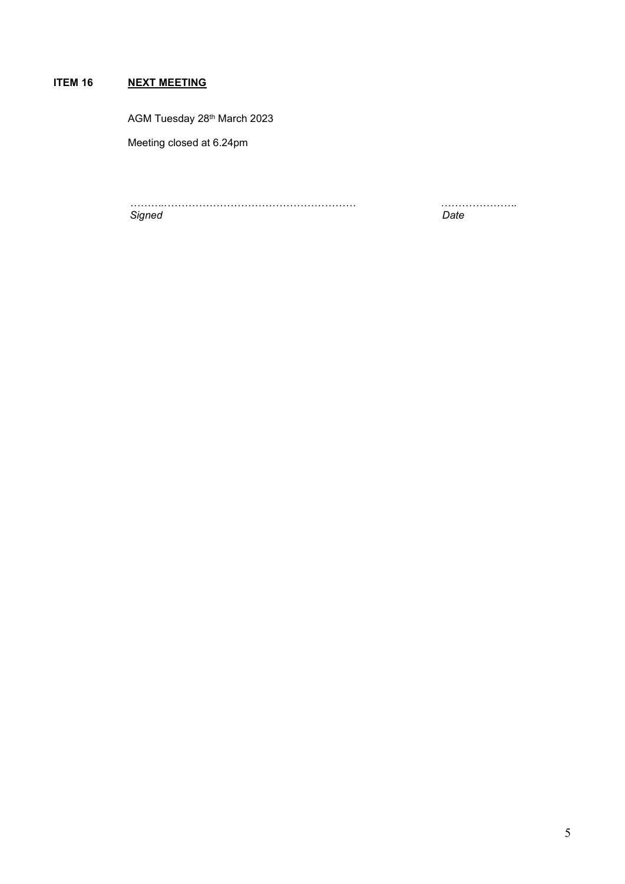**ITEM 16** **NEXT MEETING**

AGM Tuesday 28th March 2023

Meeting closed at 6.24pm

*……….…………………………………………………* *…………………..*

*Signed* *Date*